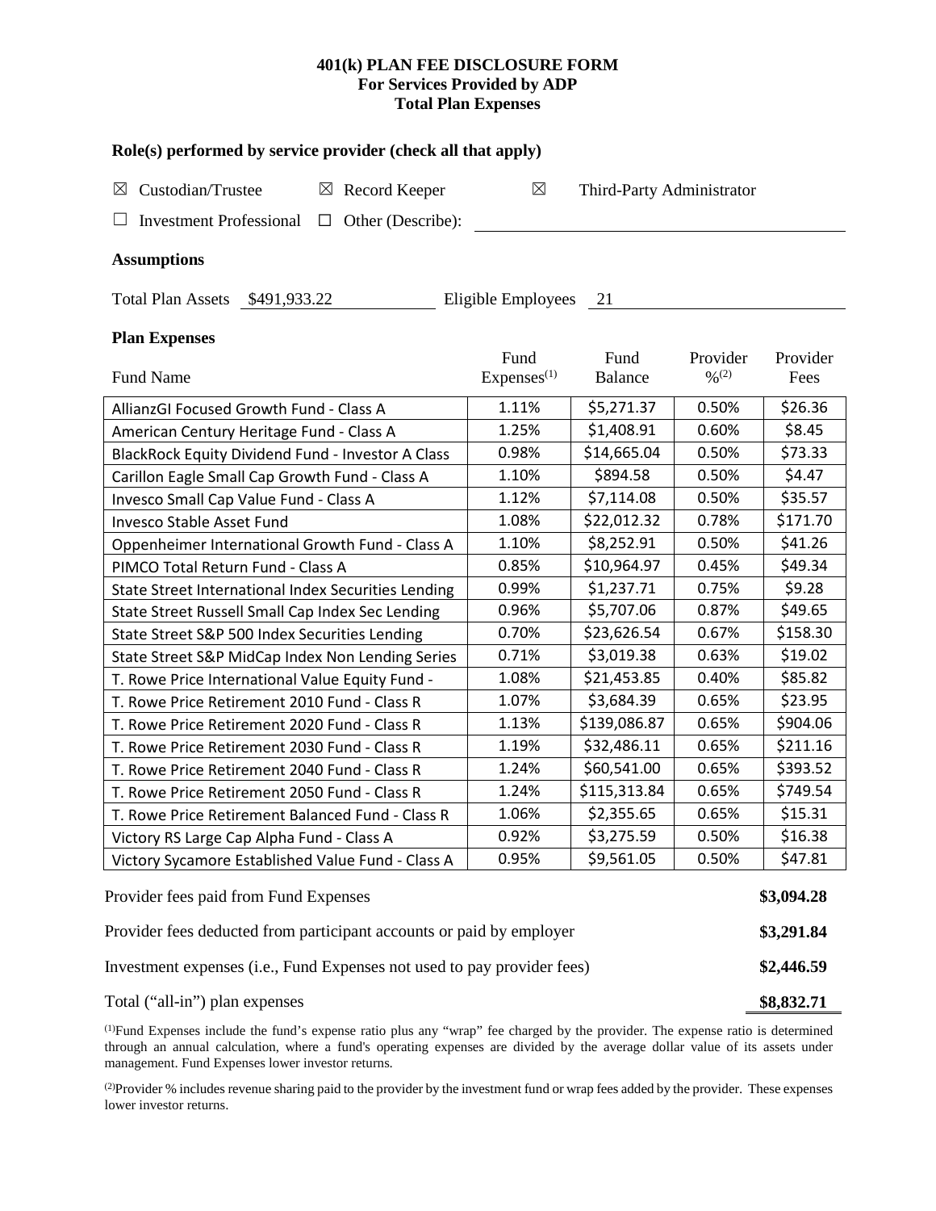**401(k) PLAN FEE DISCLOSURE FORM**
**For Services Provided by ADP**
**Total Plan Expenses**

### Role(s) performed by service provider (check all that apply)

☒ Custodian/Trustee ☒ Record Keeper ☒ Third-Party Administrator

☐ Investment Professional ☐ Other (Describe):

### Assumptions

Total Plan Assets $491,933.22 Eligible Employees 21

### Plan Expenses

| Fund Name | Fund Expenses[1] | Fund Balance | Provider %[2] | Provider Fees |
|---|---|---|---|---|
| AllianzGI Focused Growth Fund - Class A | 1.11% | $5,271.37 | 0.50% | $26.36 |
| American Century Heritage Fund - Class A | 1.25% | $1,408.91 | 0.60% | $8.45 |
| BlackRock Equity Dividend Fund - Investor A Class | 0.98% | $14,665.04 | 0.50% | $73.33 |
| Carillon Eagle Small Cap Growth Fund - Class A | 1.10% | $894.58 | 0.50% | $4.47 |
| Invesco Small Cap Value Fund - Class A | 1.12% | $7,114.08 | 0.50% | $35.57 |
| Invesco Stable Asset Fund | 1.08% | $22,012.32 | 0.78% | $171.70 |
| Oppenheimer International Growth Fund - Class A | 1.10% | $8,252.91 | 0.50% | $41.26 |
| PIMCO Total Return Fund - Class A | 0.85% | $10,964.97 | 0.45% | $49.34 |
| State Street International Index Securities Lending | 0.99% | $1,237.71 | 0.75% | $9.28 |
| State Street Russell Small Cap Index Sec Lending | 0.96% | $5,707.06 | 0.87% | $49.65 |
| State Street S&P 500 Index Securities Lending | 0.70% | $23,626.54 | 0.67% | $158.30 |
| State Street S&P MidCap Index Non Lending Series | 0.71% | $3,019.38 | 0.63% | $19.02 |
| T. Rowe Price International Value Equity Fund - | 1.08% | $21,453.85 | 0.40% | $85.82 |
| T. Rowe Price Retirement 2010 Fund - Class R | 1.07% | $3,684.39 | 0.65% | $23.95 |
| T. Rowe Price Retirement 2020 Fund - Class R | 1.13% | $139,086.87 | 0.65% | $904.06 |
| T. Rowe Price Retirement 2030 Fund - Class R | 1.19% | $32,486.11 | 0.65% | $211.16 |
| T. Rowe Price Retirement 2040 Fund - Class R | 1.24% | $60,541.00 | 0.65% | $393.52 |
| T. Rowe Price Retirement 2050 Fund - Class R | 1.24% | $115,313.84 | 0.65% | $749.54 |
| T. Rowe Price Retirement Balanced Fund - Class R | 1.06% | $2,355.65 | 0.65% | $15.31 |
| Victory RS Large Cap Alpha Fund - Class A | 0.92% | $3,275.59 | 0.50% | $16.38 |
| Victory Sycamore Established Value Fund - Class A | 0.95% | $9,561.05 | 0.50% | $47.81 |

| | |
|---|---|
| Provider fees paid from Fund Expenses | **$3,094.28** |
| Provider fees deducted from participant accounts or paid by employer | **$3,291.84** |
| Investment expenses (i.e., Fund Expenses not used to pay provider fees) | **$2,446.59** |
| Total ("all-in") plan expenses | **$8,832.71** |

[1]Fund Expenses include the fund's expense ratio plus any "wrap" fee charged by the provider. The expense ratio is determined through an annual calculation, where a fund's operating expenses are divided by the average dollar value of its assets under management. Fund Expenses lower investor returns.

[2]Provider % includes revenue sharing paid to the provider by the investment fund or wrap fees added by the provider. These expenses lower investor returns.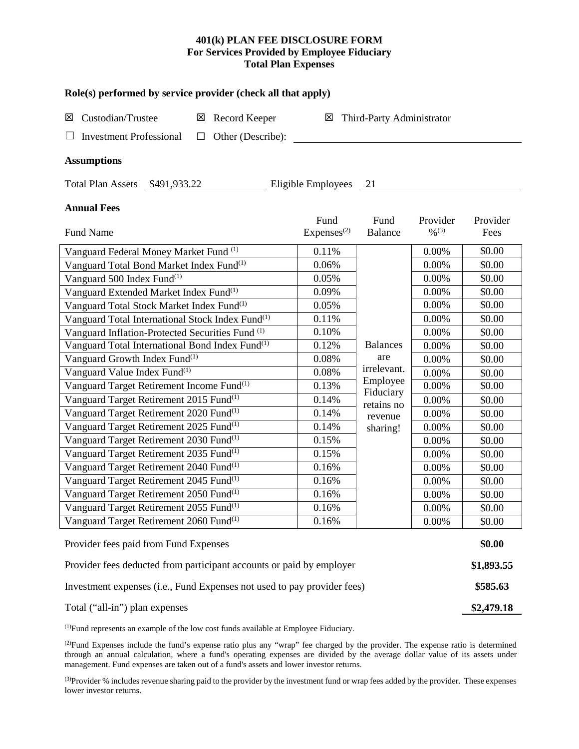**401(k) PLAN FEE DISCLOSURE FORM**
**For Services Provided by Employee Fiduciary**
**Total Plan Expenses**

**Role(s) performed by service provider (check all that apply)**

☒ Custodian/Trustee ☒ Record Keeper ☒ Third-Party Administrator

☐ Investment Professional ☐ Other (Describe): \_\_\_\_\_\_\_\_\_\_

**Assumptions**

Total Plan Assets $491,933.22 Eligible Employees 21

**Annual Fees**

| Fund Name | Fund Expenses[2] | Fund Balance | Provider %[3] | Provider Fees |
|---|---|---|---|---|
| Vanguard Federal Money Market Fund [1] | 0.11% | Balances are irrelevant. Employee Fiduciary retains no revenue sharing! | 0.00% | $0.00 |
| Vanguard Total Bond Market Index Fund[1] | 0.06% | | 0.00% | $0.00 |
| Vanguard 500 Index Fund[1] | 0.05% | | 0.00% | $0.00 |
| Vanguard Extended Market Index Fund[1] | 0.09% | | 0.00% | $0.00 |
| Vanguard Total Stock Market Index Fund[1] | 0.05% | | 0.00% | $0.00 |
| Vanguard Total International Stock Index Fund[1] | 0.11% | | 0.00% | $0.00 |
| Vanguard Inflation-Protected Securities Fund [1] | 0.10% | | 0.00% | $0.00 |
| Vanguard Total International Bond Index Fund[1] | 0.12% | | 0.00% | $0.00 |
| Vanguard Growth Index Fund[1] | 0.08% | | 0.00% | $0.00 |
| Vanguard Value Index Fund[1] | 0.08% | | 0.00% | $0.00 |
| Vanguard Target Retirement Income Fund[1] | 0.13% | | 0.00% | $0.00 |
| Vanguard Target Retirement 2015 Fund[1] | 0.14% | | 0.00% | $0.00 |
| Vanguard Target Retirement 2020 Fund[1] | 0.14% | | 0.00% | $0.00 |
| Vanguard Target Retirement 2025 Fund[1] | 0.14% | | 0.00% | $0.00 |
| Vanguard Target Retirement 2030 Fund[1] | 0.15% | | 0.00% | $0.00 |
| Vanguard Target Retirement 2035 Fund[1] | 0.15% | | 0.00% | $0.00 |
| Vanguard Target Retirement 2040 Fund[1] | 0.16% | | 0.00% | $0.00 |
| Vanguard Target Retirement 2045 Fund[1] | 0.16% | | 0.00% | $0.00 |
| Vanguard Target Retirement 2050 Fund[1] | 0.16% | | 0.00% | $0.00 |
| Vanguard Target Retirement 2055 Fund[1] | 0.16% | | 0.00% | $0.00 |
| Vanguard Target Retirement 2060 Fund[1] | 0.16% | | 0.00% | $0.00 |

| | |
|---|---|
| Provider fees paid from Fund Expenses | **$0.00** |
| Provider fees deducted from participant accounts or paid by employer | **$1,893.55** |
| Investment expenses (i.e., Fund Expenses not used to pay provider fees) | **$585.63** |
| Total ("all-in") plan expenses | **$2,479.18** |

[1]Fund represents an example of the low cost funds available at Employee Fiduciary.

[2]Fund Expenses include the fund's expense ratio plus any "wrap" fee charged by the provider. The expense ratio is determined through an annual calculation, where a fund's operating expenses are divided by the average dollar value of its assets under management. Fund expenses are taken out of a fund's assets and lower investor returns.

[3]Provider % includes revenue sharing paid to the provider by the investment fund or wrap fees added by the provider. These expenses lower investor returns.